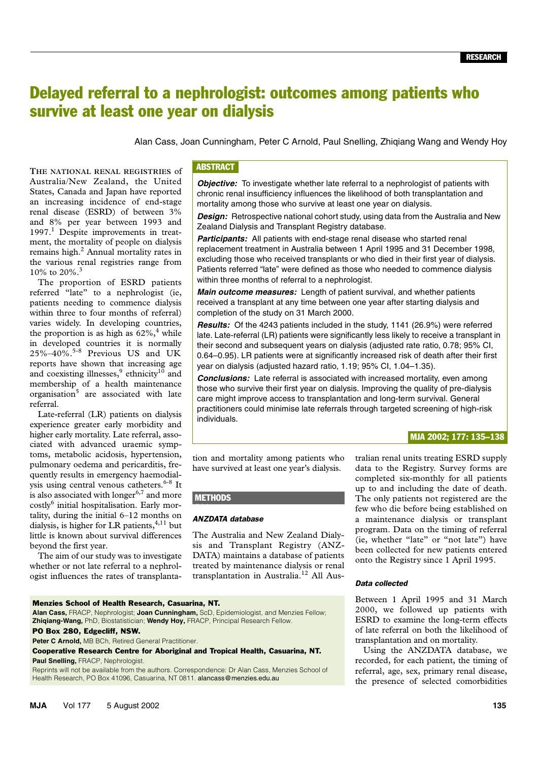RESEARCH

# Delayed referral to a nephrologist: outcomes among patients who survive at least one year on dialysis

Alan Cass, Joan Cunningham, Peter C Arnold, Paul Snelling, Zhiqiang Wang and Wendy Hoy

## ABSTRACT

***Objective:*** To investigate whether late referral to a nephrologist of patients with chronic renal insufficiency influences the likelihood of both transplantation and mortality among those who survive at least one year on dialysis.

***Design:*** Retrospective national cohort study, using data from the Australia and New Zealand Dialysis and Transplant Registry database.

***Participants:*** All patients with end-stage renal disease who started renal replacement treatment in Australia between 1 April 1995 and 31 December 1998, excluding those who received transplants or who died in their first year of dialysis. Patients referred "late" were defined as those who needed to commence dialysis within three months of referral to a nephrologist.

***Main outcome measures:*** Length of patient survival, and whether patients received a transplant at any time between one year after starting dialysis and completion of the study on 31 March 2000.

***Results:*** Of the 4243 patients included in the study, 1141 (26.9%) were referred late. Late-referral (LR) patients were significantly less likely to receive a transplant in their second and subsequent years on dialysis (adjusted rate ratio, 0.78; 95% CI, 0.64–0.95). LR patients were at significantly increased risk of death after their first year on dialysis (adjusted hazard ratio, 1.19; 95% CI, 1.04–1.35).

***Conclusions:*** Late referral is associated with increased mortality, even among those who survive their first year on dialysis. Improving the quality of pre-dialysis care might improve access to transplantation and long-term survival. General practitioners could minimise late referrals through targeted screening of high-risk individuals.

MJA 2002; 177: 135–138

THE NATIONAL RENAL REGISTRIES of Australia/New Zealand, the United States, Canada and Japan have reported an increasing incidence of end-stage renal disease (ESRD) of between 3% and 8% per year between 1993 and 1997.[1] Despite improvements in treatment, the mortality of people on dialysis remains high.[2] Annual mortality rates in the various renal registries range from 10% to 20%.[3]

The proportion of ESRD patients referred "late" to a nephrologist (ie, patients needing to commence dialysis within three to four months of referral) varies widely. In developing countries, the proportion is as high as 62%,[4] while in developed countries it is normally 25%–40%.[5-8] Previous US and UK reports have shown that increasing age and coexisting illnesses,[9] ethnicity[10] and membership of a health maintenance organisation[5] are associated with late referral.

Late-referral (LR) patients on dialysis experience greater early morbidity and higher early mortality. Late referral, associated with advanced uraemic symptoms, metabolic acidosis, hypertension, pulmonary oedema and pericarditis, frequently results in emergency haemodialysis using central venous catheters.[6-8] It is also associated with longer[6,7] and more costly[6] initial hospitalisation. Early mortality, during the initial 6–12 months on dialysis, is higher for LR patients,[4,11] but little is known about survival differences beyond the first year.

The aim of our study was to investigate whether or not late referral to a nephrologist influences the rates of transplantation and mortality among patients who have survived at least one year's dialysis.

## METHODS

### *ANZDATA database*

The Australia and New Zealand Dialysis and Transplant Registry (ANZDATA) maintains a database of patients treated by maintenance dialysis or renal transplantation in Australia.[12] All Australian renal units treating ESRD supply data to the Registry. Survey forms are completed six-monthly for all patients up to and including the date of death. The only patients not registered are the few who die before being established on a maintenance dialysis or transplant program. Data on the timing of referral (ie, whether "late" or "not late") have been collected for new patients entered onto the Registry since 1 April 1995.

### *Data collected*

Between 1 April 1995 and 31 March 2000, we followed up patients with ESRD to examine the long-term effects of late referral on both the likelihood of transplantation and on mortality.

Using the ANZDATA database, we recorded, for each patient, the timing of referral, age, sex, primary renal disease, the presence of selected comorbidities

**Menzies School of Health Research, Casuarina, NT.**
**Alan Cass,** FRACP, Nephrologist; **Joan Cunningham,** ScD, Epidemiologist, and Menzies Fellow; **Zhiqiang-Wang,** PhD, Biostatistician; **Wendy Hoy,** FRACP, Principal Research Fellow.
**PO Box 280, Edgecliff, NSW.**
**Peter C Arnold,** MB BCh, Retired General Practitioner.
**Cooperative Research Centre for Aboriginal and Tropical Health, Casuarina, NT.**
**Paul Snelling,** FRACP, Nephrologist.
Reprints will not be available from the authors. Correspondence: Dr Alan Cass, Menzies School of Health Research, PO Box 41096, Casuarina, NT 0811. alancass@menzies.edu.au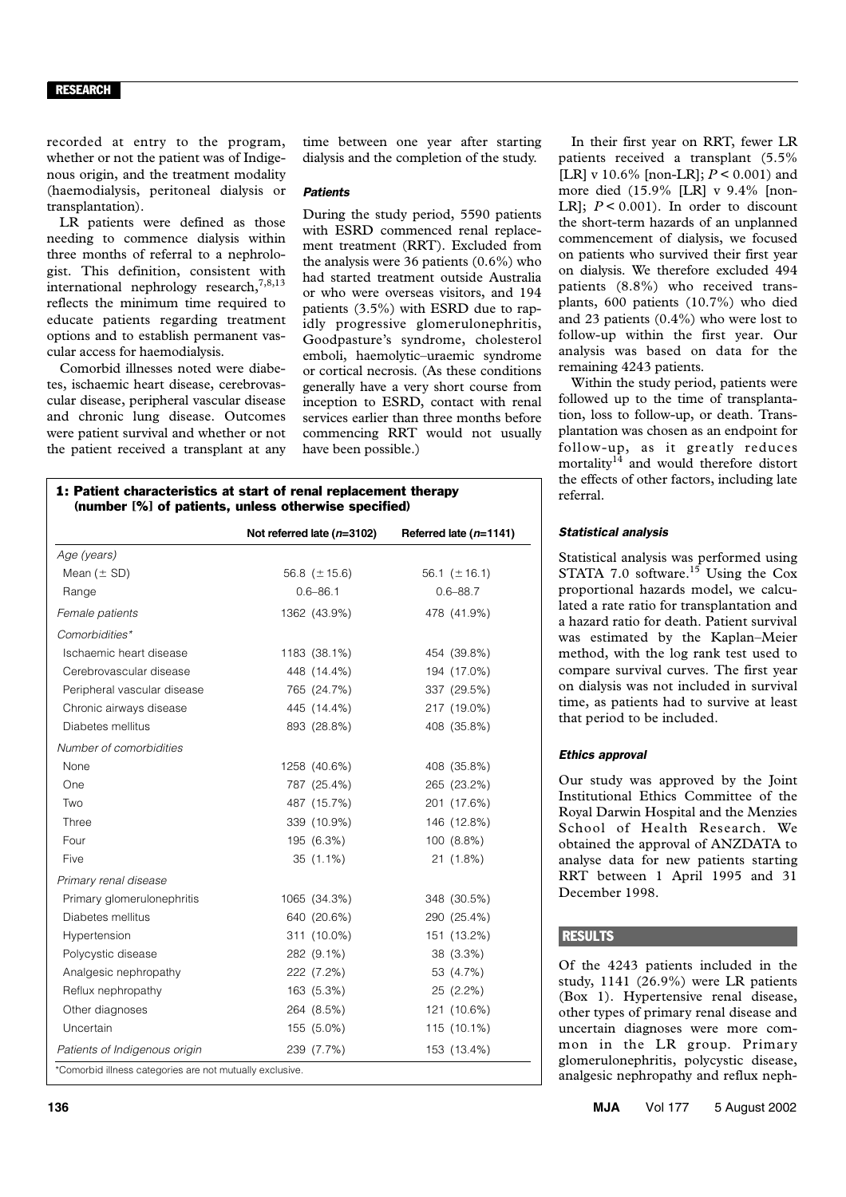recorded at entry to the program, whether or not the patient was of Indigenous origin, and the treatment modality (haemodialysis, peritoneal dialysis or transplantation).

LR patients were defined as those needing to commence dialysis within three months of referral to a nephrologist. This definition, consistent with international nephrology research,[7,8,13] reflects the minimum time required to educate patients regarding treatment options and to establish permanent vascular access for haemodialysis.

Comorbid illnesses noted were diabetes, ischaemic heart disease, cerebrovascular disease, peripheral vascular disease and chronic lung disease. Outcomes were patient survival and whether or not the patient received a transplant at any time between one year after starting dialysis and the completion of the study.

#### *Patients*

During the study period, 5590 patients with ESRD commenced renal replacement treatment (RRT). Excluded from the analysis were 36 patients (0.6%) who had started treatment outside Australia or who were overseas visitors, and 194 patients (3.5%) with ESRD due to rapidly progressive glomerulonephritis, Goodpasture's syndrome, cholesterol emboli, haemolytic–uraemic syndrome or cortical necrosis. (As these conditions generally have a very short course from inception to ESRD, contact with renal services earlier than three months before commencing RRT would not usually have been possible.)

**1: Patient characteristics at start of renal replacement therapy (number [%] of patients, unless otherwise specified)**

| | Not referred late (n=3102) | Referred late (n=1141) |
|---|---|---|
| *Age (years)* | | |
| Mean (± SD) | 56.8 (± 15.6) | 56.1 (± 16.1) |
| Range | 0.6–86.1 | 0.6–88.7 |
| *Female patients* | 1362 (43.9%) | 478 (41.9%) |
| *Comorbidities\** | | |
| Ischaemic heart disease | 1183 (38.1%) | 454 (39.8%) |
| Cerebrovascular disease | 448 (14.4%) | 194 (17.0%) |
| Peripheral vascular disease | 765 (24.7%) | 337 (29.5%) |
| Chronic airways disease | 445 (14.4%) | 217 (19.0%) |
| Diabetes mellitus | 893 (28.8%) | 408 (35.8%) |
| *Number of comorbidities* | | |
| None | 1258 (40.6%) | 408 (35.8%) |
| One | 787 (25.4%) | 265 (23.2%) |
| Two | 487 (15.7%) | 201 (17.6%) |
| Three | 339 (10.9%) | 146 (12.8%) |
| Four | 195 (6.3%) | 100 (8.8%) |
| Five | 35 (1.1%) | 21 (1.8%) |
| *Primary renal disease* | | |
| Primary glomerulonephritis | 1065 (34.3%) | 348 (30.5%) |
| Diabetes mellitus | 640 (20.6%) | 290 (25.4%) |
| Hypertension | 311 (10.0%) | 151 (13.2%) |
| Polycystic disease | 282 (9.1%) | 38 (3.3%) |
| Analgesic nephropathy | 222 (7.2%) | 53 (4.7%) |
| Reflux nephropathy | 163 (5.3%) | 25 (2.2%) |
| Other diagnoses | 264 (8.5%) | 121 (10.6%) |
| Uncertain | 155 (5.0%) | 115 (10.1%) |
| *Patients of Indigenous origin* | 239 (7.7%) | 153 (13.4%) |

\*Comorbid illness categories are not mutually exclusive.

In their first year on RRT, fewer LR patients received a transplant (5.5% [LR] v 10.6% [non-LR]; $P < 0.001$) and more died (15.9% [LR] v 9.4% [non-LR]; $P < 0.001$). In order to discount the short-term hazards of an unplanned commencement of dialysis, we focused on patients who survived their first year on dialysis. We therefore excluded 494 patients (8.8%) who received transplants, 600 patients (10.7%) who died and 23 patients (0.4%) who were lost to follow-up within the first year. Our analysis was based on data for the remaining 4243 patients.

Within the study period, patients were followed up to the time of transplantation, loss to follow-up, or death. Transplantation was chosen as an endpoint for follow-up, as it greatly reduces mortality[14] and would therefore distort the effects of other factors, including late referral.

#### *Statistical analysis*

Statistical analysis was performed using STATA 7.0 software.[15] Using the Cox proportional hazards model, we calculated a rate ratio for transplantation and a hazard ratio for death. Patient survival was estimated by the Kaplan–Meier method, with the log rank test used to compare survival curves. The first year on dialysis was not included in survival time, as patients had to survive at least that period to be included.

#### *Ethics approval*

Our study was approved by the Joint Institutional Ethics Committee of the Royal Darwin Hospital and the Menzies School of Health Research. We obtained the approval of ANZDATA to analyse data for new patients starting RRT between 1 April 1995 and 31 December 1998.

## RESULTS

Of the 4243 patients included in the study, 1141 (26.9%) were LR patients (Box 1). Hypertensive renal disease, other types of primary renal disease and uncertain diagnoses were more common in the LR group. Primary glomerulonephritis, polycystic disease, analgesic nephropathy and reflux neph-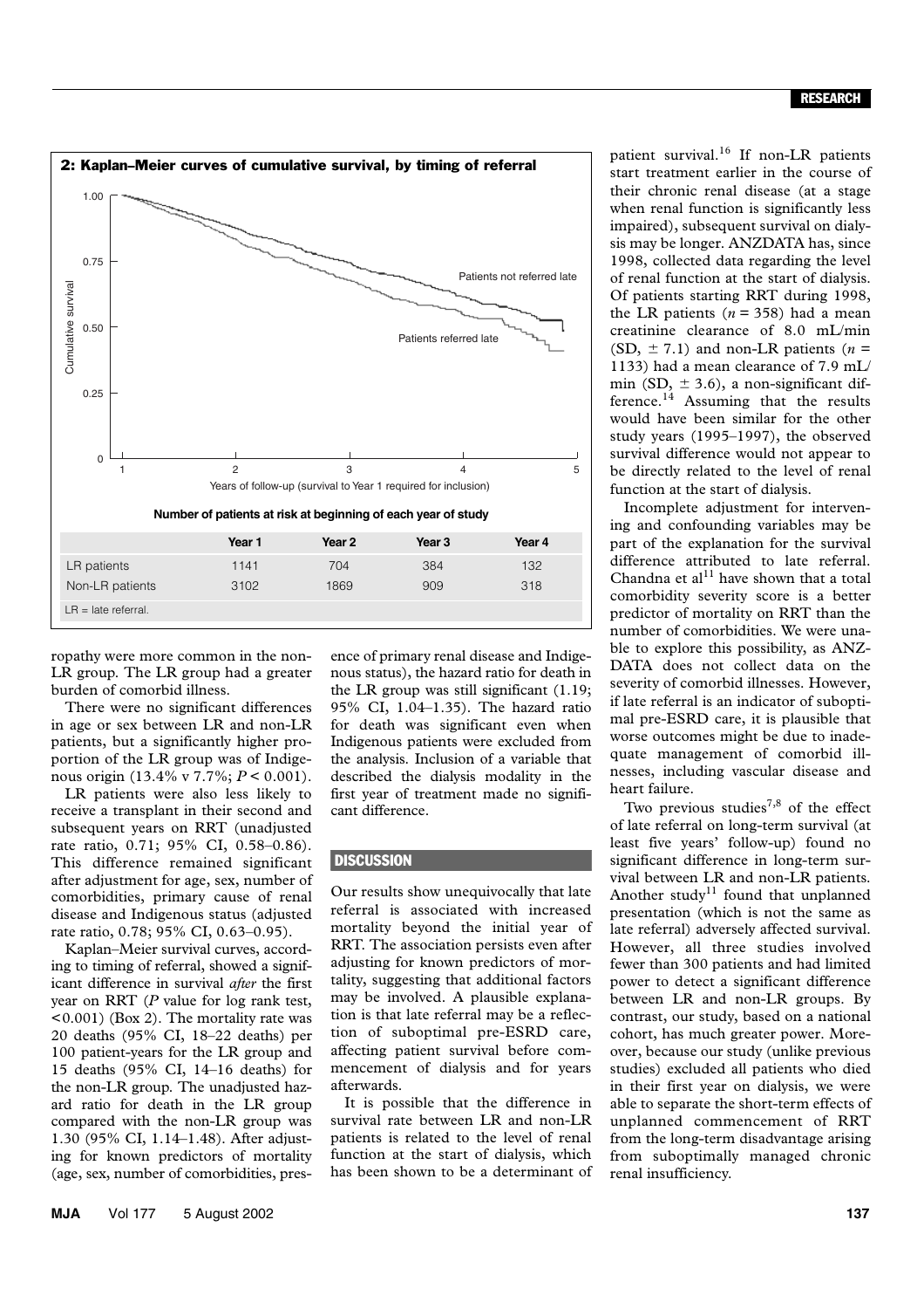**2: Kaplan–Meier curves of cumulative survival, by timing of referral**

Number of patients at risk at beginning of each year of study

| | Year 1 | Year 2 | Year 3 | Year 4 |
|---|---|---|---|---|
| LR patients | 1141 | 704 | 384 | 132 |
| Non-LR patients | 3102 | 1869 | 909 | 318 |

LR = late referral.

ropathy were more common in the non-LR group. The LR group had a greater burden of comorbid illness.

There were no significant differences in age or sex between LR and non-LR patients, but a significantly higher proportion of the LR group was of Indigenous origin (13.4% v 7.7%; $P < 0.001$).

LR patients were also less likely to receive a transplant in their second and subsequent years on RRT (unadjusted rate ratio, 0.71; 95% CI, 0.58–0.86). This difference remained significant after adjustment for age, sex, number of comorbidities, primary cause of renal disease and Indigenous status (adjusted rate ratio, 0.78; 95% CI, 0.63–0.95).

Kaplan–Meier survival curves, according to timing of referral, showed a significant difference in survival *after* the first year on RRT ($P$ value for log rank test, <0.001) (Box 2). The mortality rate was 20 deaths (95% CI, 18–22 deaths) per 100 patient-years for the LR group and 15 deaths (95% CI, 14–16 deaths) for the non-LR group. The unadjusted hazard ratio for death in the LR group compared with the non-LR group was 1.30 (95% CI, 1.14–1.48). After adjusting for known predictors of mortality (age, sex, number of comorbidities, presence of primary renal disease and Indigenous status), the hazard ratio for death in the LR group was still significant (1.19; 95% CI, 1.04–1.35). The hazard ratio for death was significant even when Indigenous patients were excluded from the analysis. Inclusion of a variable that described the dialysis modality in the first year of treatment made no significant difference.

## DISCUSSION

Our results show unequivocally that late referral is associated with increased mortality beyond the initial year of RRT. The association persists even after adjusting for known predictors of mortality, suggesting that additional factors may be involved. A plausible explanation is that late referral may be a reflection of suboptimal pre-ESRD care, affecting patient survival before commencement of dialysis and for years afterwards.

It is possible that the difference in survival rate between LR and non-LR patients is related to the level of renal function at the start of dialysis, which has been shown to be a determinant of patient survival.[16] If non-LR patients start treatment earlier in the course of their chronic renal disease (at a stage when renal function is significantly less impaired), subsequent survival on dialysis may be longer. ANZDATA has, since 1998, collected data regarding the level of renal function at the start of dialysis. Of patients starting RRT during 1998, the LR patients ($n = 358$) had a mean creatinine clearance of 8.0 mL/min (SD, ± 7.1) and non-LR patients ($n = 1133$) had a mean clearance of 7.9 mL/min (SD, ± 3.6), a non-significant difference.[14] Assuming that the results would have been similar for the other study years (1995–1997), the observed survival difference would not appear to be directly related to the level of renal function at the start of dialysis.

Incomplete adjustment for intervening and confounding variables may be part of the explanation for the survival difference attributed to late referral. Chandna et al[11] have shown that a total comorbidity severity score is a better predictor of mortality on RRT than the number of comorbidities. We were unable to explore this possibility, as ANZDATA does not collect data on the severity of comorbid illnesses. However, if late referral is an indicator of suboptimal pre-ESRD care, it is plausible that worse outcomes might be due to inadequate management of comorbid illnesses, including vascular disease and heart failure.

Two previous studies[7,8] of the effect of late referral on long-term survival (at least five years' follow-up) found no significant difference in long-term survival between LR and non-LR patients. Another study[11] found that unplanned presentation (which is not the same as late referral) adversely affected survival. However, all three studies involved fewer than 300 patients and had limited power to detect a significant difference between LR and non-LR groups. By contrast, our study, based on a national cohort, has much greater power. Moreover, because our study (unlike previous studies) excluded all patients who died in their first year on dialysis, we were able to separate the short-term effects of unplanned commencement of RRT from the long-term disadvantage arising from suboptimally managed chronic renal insufficiency.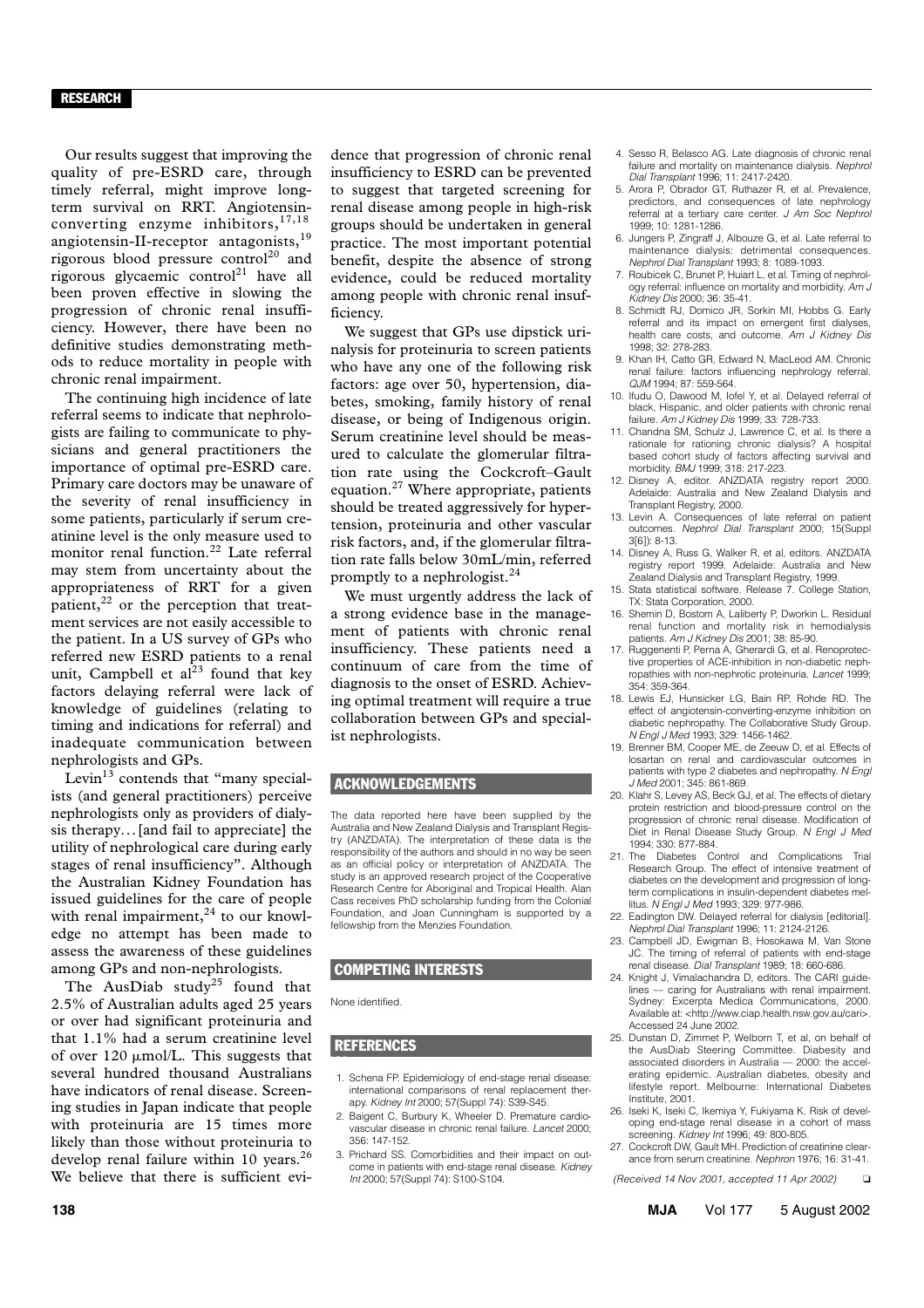Our results suggest that improving the quality of pre-ESRD care, through timely referral, might improve long-term survival on RRT. Angiotensin-converting enzyme inhibitors,[17,18] angiotensin-II-receptor antagonists,[19] rigorous blood pressure control[20] and rigorous glycaemic control[21] have all been proven effective in slowing the progression of chronic renal insufficiency. However, there have been no definitive studies demonstrating methods to reduce mortality in people with chronic renal impairment.

The continuing high incidence of late referral seems to indicate that nephrologists are failing to communicate to physicians and general practitioners the importance of optimal pre-ESRD care. Primary care doctors may be unaware of the severity of renal insufficiency in some patients, particularly if serum creatinine level is the only measure used to monitor renal function.[22] Late referral may stem from uncertainty about the appropriateness of RRT for a given patient,[22] or the perception that treatment services are not easily accessible to the patient. In a US survey of GPs who referred new ESRD patients to a renal unit, Campbell et al[23] found that key factors delaying referral were lack of knowledge of guidelines (relating to timing and indications for referral) and inadequate communication between nephrologists and GPs.

Levin[13] contends that "many specialists (and general practitioners) perceive nephrologists only as providers of dialysis therapy… [and fail to appreciate] the utility of nephrological care during early stages of renal insufficiency". Although the Australian Kidney Foundation has issued guidelines for the care of people with renal impairment,[24] to our knowledge no attempt has been made to assess the awareness of these guidelines among GPs and non-nephrologists.

The AusDiab study[25] found that 2.5% of Australian adults aged 25 years or over had significant proteinuria and that 1.1% had a serum creatinine level of over 120 μmol/L. This suggests that several hundred thousand Australians have indicators of renal disease. Screening studies in Japan indicate that people with proteinuria are 15 times more likely than those without proteinuria to develop renal failure within 10 years.[26] We believe that there is sufficient evidence that progression of chronic renal insufficiency to ESRD can be prevented to suggest that targeted screening for renal disease among people in high-risk groups should be undertaken in general practice. The most important potential benefit, despite the absence of strong evidence, could be reduced mortality among people with chronic renal insufficiency.

We suggest that GPs use dipstick urinalysis for proteinuria to screen patients who have any one of the following risk factors: age over 50, hypertension, diabetes, smoking, family history of renal disease, or being of Indigenous origin. Serum creatinine level should be measured to calculate the glomerular filtration rate using the Cockcroft–Gault equation.[27] Where appropriate, patients should be treated aggressively for hypertension, proteinuria and other vascular risk factors, and, if the glomerular filtration rate falls below 30mL/min, referred promptly to a nephrologist.[24]

We must urgently address the lack of a strong evidence base in the management of patients with chronic renal insufficiency. These patients need a continuum of care from the time of diagnosis to the onset of ESRD. Achieving optimal treatment will require a true collaboration between GPs and specialist nephrologists.

## ACKNOWLEDGEMENTS

The data reported here have been supplied by the Australia and New Zealand Dialysis and Transplant Registry (ANZDATA). The interpretation of these data is the responsibility of the authors and should in no way be seen as an official policy or interpretation of ANZDATA. The study is an approved research project of the Cooperative Research Centre for Aboriginal and Tropical Health. Alan Cass receives PhD scholarship funding from the Colonial Foundation, and Joan Cunningham is supported by a fellowship from the Menzies Foundation.

## COMPETING INTERESTS

None identified.

## REFERENCES

1. Schena FP. Epidemiology of end-stage renal disease: international comparisons of renal replacement therapy. *Kidney Int* 2000; 57(Suppl 74): S39-S45.
2. Baigent C, Burbury K, Wheeler D. Premature cardiovascular disease in chronic renal failure. *Lancet* 2000; 356: 147-152.
3. Prichard SS. Comorbidities and their impact on outcome in patients with end-stage renal disease. *Kidney Int* 2000; 57(Suppl 74): S100-S104.
4. Sesso R, Belasco AG. Late diagnosis of chronic renal failure and mortality on maintenance dialysis. *Nephrol Dial Transplant* 1996; 11: 2417-2420.
5. Arora P, Obrador GT, Ruthazer R, et al. Prevalence, predictors, and consequences of late nephrology referral at a tertiary care center. *J Am Soc Nephrol* 1999; 10: 1281-1286.
6. Jungers P, Zingraff J, Albouze G, et al. Late referral to maintenance dialysis: detrimental consequences. *Nephrol Dial Transplant* 1993; 8: 1089-1093.
7. Roubicek C, Brunet P, Huiart L, et al. Timing of nephrology referral: influence on mortality and morbidity. *Am J Kidney Dis* 2000; 36: 35-41.
8. Schmidt RJ, Domico JR, Sorkin MI, Hobbs G. Early referral and its impact on emergent first dialyses, health care costs, and outcome. *Am J Kidney Dis* 1998; 32: 278-283.
9. Khan IH, Catto GR, Edward N, MacLeod AM. Chronic renal failure: factors influencing nephrology referral. *QJM* 1994; 87: 559-564.
10. Ifudu O, Dawood M, Iofel Y, et al. Delayed referral of black, Hispanic, and older patients with chronic renal failure. *Am J Kidney Dis* 1999; 33: 728-733.
11. Chandna SM, Schulz J, Lawrence C, et al. Is there a rationale for rationing chronic dialysis? A hospital based cohort study of factors affecting survival and morbidity. *BMJ* 1999; 318: 217-223.
12. Disney A, editor. ANZDATA registry report 2000. Adelaide: Australia and New Zealand Dialysis and Transplant Registry, 2000.
13. Levin A. Consequences of late referral on patient outcomes. *Nephrol Dial Transplant* 2000; 15(Suppl 3[6]): 8-13.
14. Disney A, Russ G, Walker R, et al, editors. ANZDATA registry report 1999. Adelaide: Australia and New Zealand Dialysis and Transplant Registry, 1999.
15. Stata statistical software. Release 7. College Station, TX: Stata Corporation, 2000.
16. Shemin D, Bostom A, Laliberty P, Dworkin L. Residual renal function and mortality risk in hemodialysis patients. *Am J Kidney Dis* 2001; 38: 85-90.
17. Ruggenenti P, Perna A, Gherardi G, et al. Renoprotective properties of ACE-inhibition in non-diabetic nephropathies with non-nephrotic proteinuria. *Lancet* 1999; 354: 359-364.
18. Lewis EJ, Hunsicker LG, Bain RP, Rohde RD. The effect of angiotensin-converting-enzyme inhibition on diabetic nephropathy. The Collaborative Study Group. *N Engl J Med* 1993; 329: 1456-1462.
19. Brenner BM, Cooper ME, de Zeeuw D, et al. Effects of losartan on renal and cardiovascular outcomes in patients with type 2 diabetes and nephropathy. *N Engl J Med* 2001; 345: 861-869.
20. Klahr S, Levey AS, Beck GJ, et al. The effects of dietary protein restriction and blood-pressure control on the progression of chronic renal disease. Modification of Diet in Renal Disease Study Group. *N Engl J Med* 1994; 330: 877-884.
21. The Diabetes Control and Complications Trial Research Group. The effect of intensive treatment of diabetes on the development and progression of long-term complications in insulin-dependent diabetes mellitus. *N Engl J Med* 1993; 329: 977-986.
22. Eadington DW. Delayed referral for dialysis [editorial]. *Nephrol Dial Transplant* 1996; 11: 2124-2126.
23. Campbell JD, Ewigman B, Hosokawa M, Van Stone JC. The timing of referral of patients with end-stage renal disease. *Dial Transplant* 1989; 18: 660-686.
24. Knight J, Vimalachandra D, editors. The CARI guidelines — caring for Australians with renal impairment. Sydney: Excerpta Medica Communications, 2000. Available at: <http://www.ciap.health.nsw.gov.au/cari>. Accessed 24 June 2002.
25. Dunstan D, Zimmet P, Welborn T, et al, on behalf of the AusDiab Steering Committee. Diabesity and associated disorders in Australia — 2000: the accelerating epidemic. Australian diabetes, obesity and lifestyle report. Melbourne: International Diabetes Institute, 2001.
26. Iseki K, Iseki C, Ikemiya Y, Fukiyama K. Risk of developing end-stage renal disease in a cohort of mass screening. *Kidney Int* 1996; 49: 800-805.
27. Cockcroft DW, Gault MH. Prediction of creatinine clearance from serum creatinine. *Nephron* 1976; 16: 31-41.

*(Received 14 Nov 2001, accepted 11 Apr 2002)*